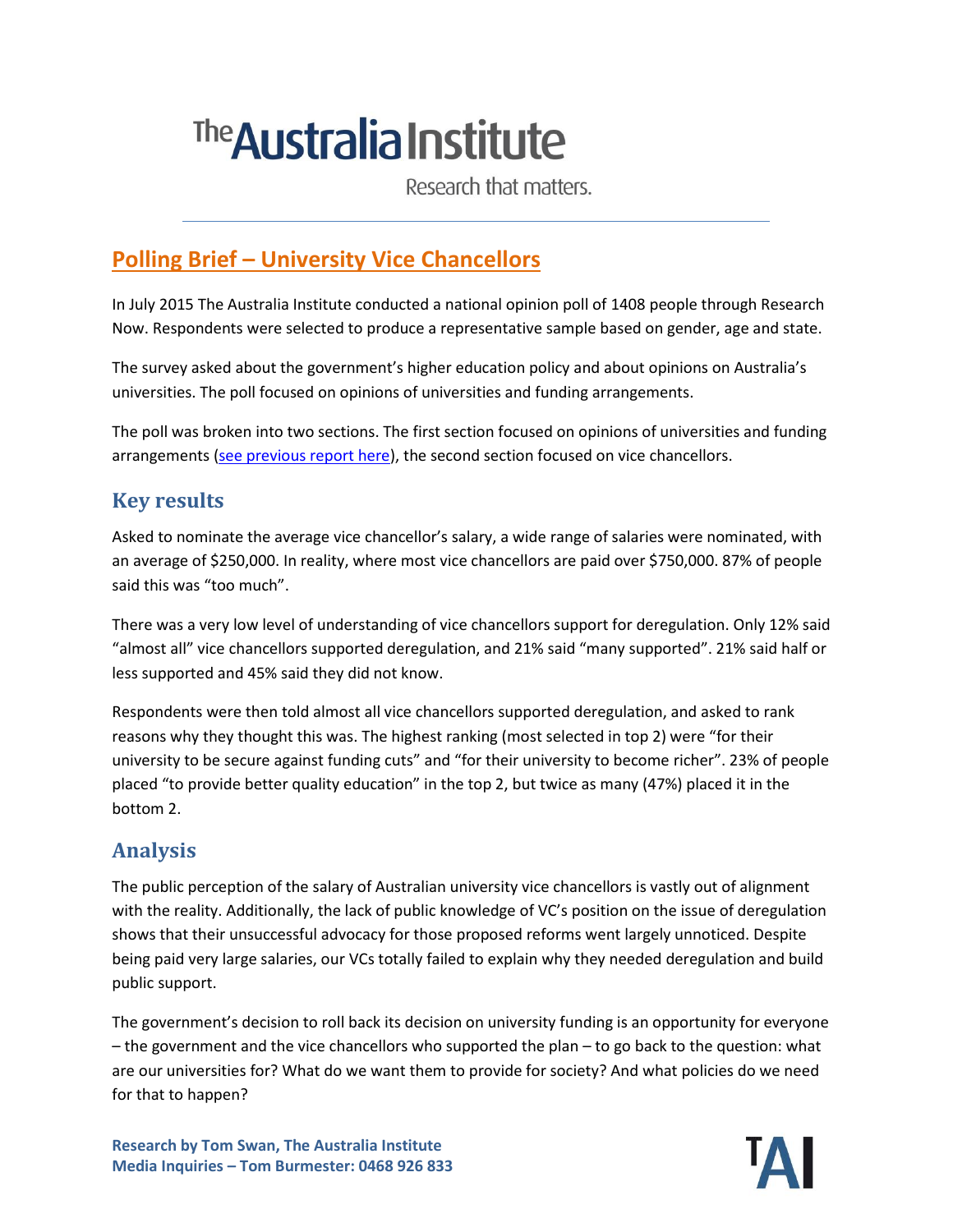# The Australia Institute

Research that matters.

## Polling Brief – University Vice Chancellors

In July 2015 The Australia Institute conducted a national opinion poll of 1408 people through Research Now. Respondents were selected to produce a representative sample based on gender, age and state.

The survey asked about the government's higher education policy and about opinions on Australia's universities. The poll focused on opinions of universities and funding arrangements.

The poll was broken into two sections. The first section focused on opinions of universities and funding arrangements (see previous report here), the second section focused on vice chancellors.

### Key results

Asked to nominate the average vice chancellor's salary, a wide range of salaries were nominated, with an average of $250,000. In reality, where most vice chancellors are paid over $750,000. 87% of people said this was "too much".

There was a very low level of understanding of vice chancellors support for deregulation. Only 12% said "almost all" vice chancellors supported deregulation, and 21% said "many supported". 21% said half or less supported and 45% said they did not know.

Respondents were then told almost all vice chancellors supported deregulation, and asked to rank reasons why they thought this was. The highest ranking (most selected in top 2) were "for their university to be secure against funding cuts" and "for their university to become richer". 23% of people placed "to provide better quality education" in the top 2, but twice as many (47%) placed it in the bottom 2.

### Analysis

The public perception of the salary of Australian university vice chancellors is vastly out of alignment with the reality. Additionally, the lack of public knowledge of VC's position on the issue of deregulation shows that their unsuccessful advocacy for those proposed reforms went largely unnoticed. Despite being paid very large salaries, our VCs totally failed to explain why they needed deregulation and build public support.

The government's decision to roll back its decision on university funding is an opportunity for everyone – the government and the vice chancellors who supported the plan – to go back to the question: what are our universities for? What do we want them to provide for society? And what policies do we need for that to happen?

**Research by Tom Swan, The Australia Institute**
**Media Inquiries – Tom Burmester: 0468 926 833**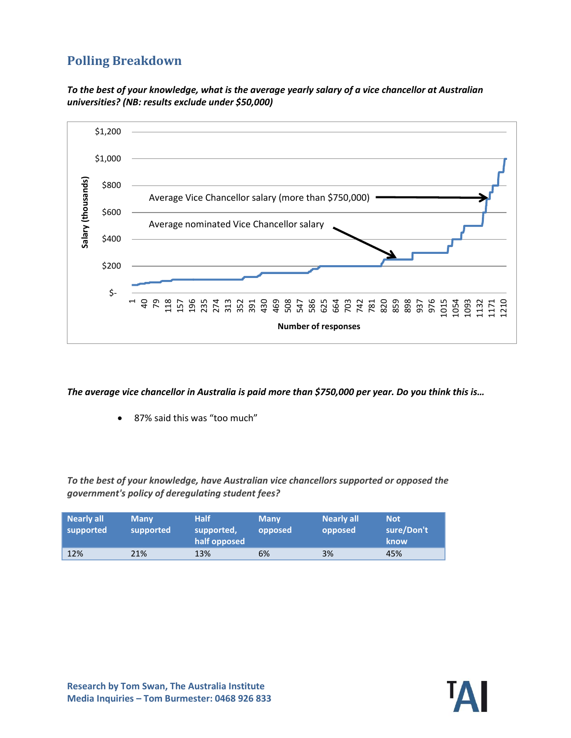## Polling Breakdown

***To the best of your knowledge, what is the average yearly salary of a vice chancellor at Australian universities? (NB: results exclude under $50,000)***

***The average vice chancellor in Australia is paid more than $750,000 per year. Do you think this is…***

- 87% said this was "too much"

*To the best of your knowledge, have Australian vice chancellors supported or opposed the government's policy of deregulating student fees?*

| Nearly all supported | Many supported | Half supported, half opposed | Many opposed | Nearly all opposed | Not sure/Don't know |
|---|---|---|---|---|---|
| 12% | 21% | 13% | 6% | 3% | 45% |

**Research by Tom Swan, The Australia Institute**
**Media Inquiries – Tom Burmester: 0468 926 833**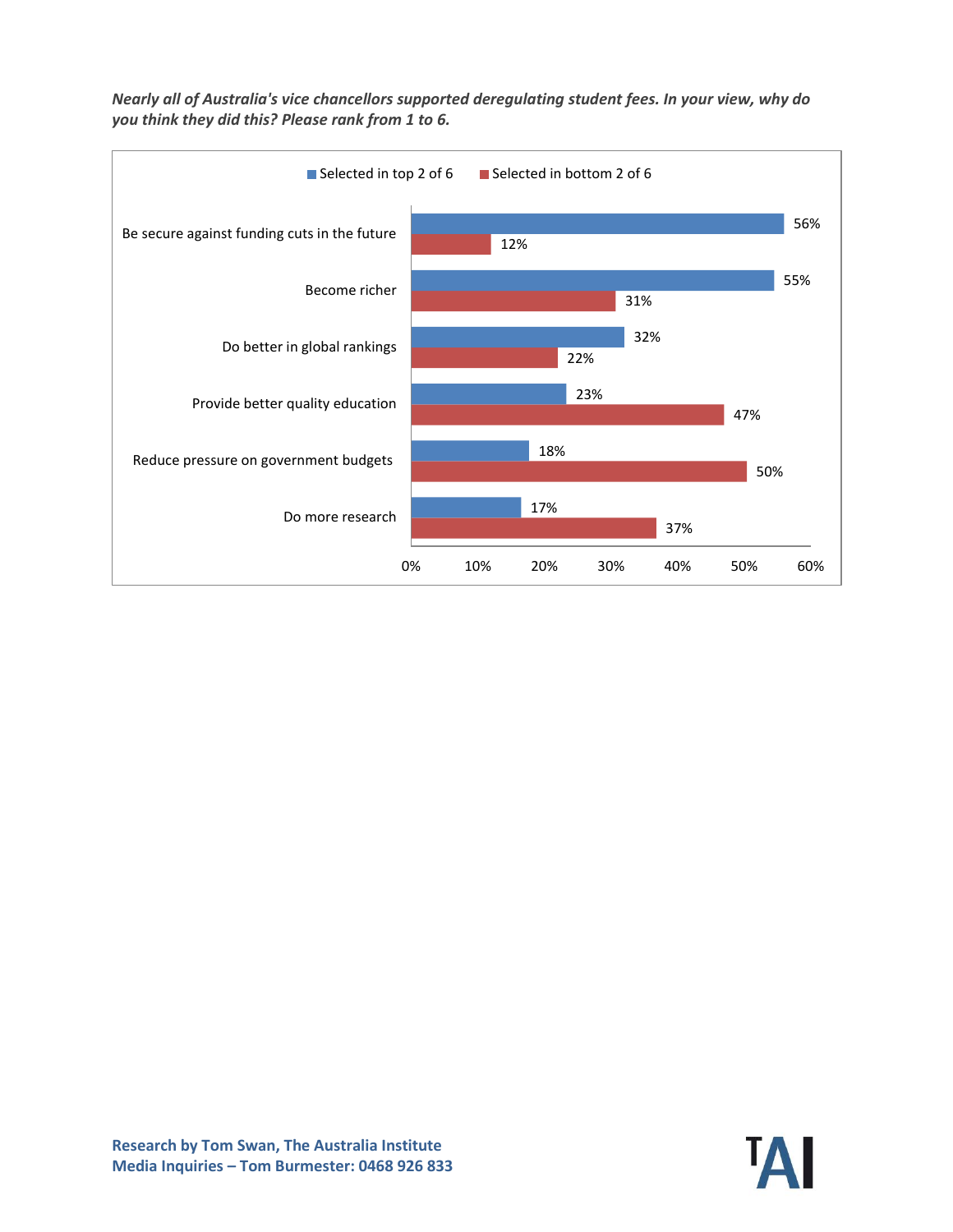***Nearly all of Australia's vice chancellors supported deregulating student fees. In your view, why do you think they did this? Please rank from 1 to 6.***

Selected in top 2 of 6
Selected in bottom 2 of 6

Be secure against funding cuts in the future
56%
12%

Become richer
55%
31%

Do better in global rankings
32%
22%

Provide better quality education
23%
47%

Reduce pressure on government budgets
18%
50%

Do more research
17%
37%

0%
10%
20%
30%
40%
50%
60%

**Research by Tom Swan, The Australia Institute**
**Media Inquiries – Tom Burmester: 0468 926 833**